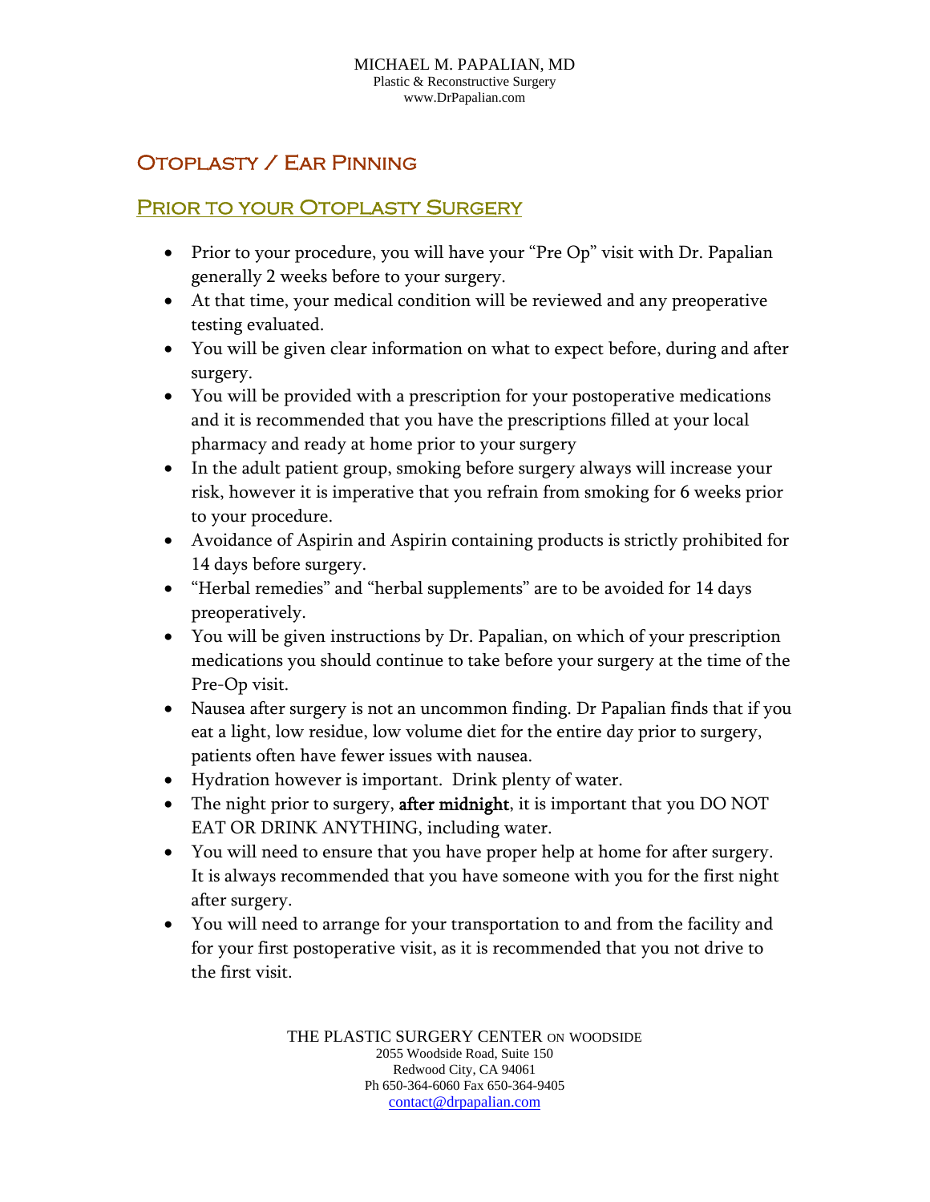MICHAEL M. PAPALIAN, MD
Plastic & Reconstructive Surgery
www.DrPapalian.com

# Otoplasty / Ear Pinning

## Prior to your Otoplasty Surgery

- Prior to your procedure, you will have your "Pre Op" visit with Dr. Papalian generally 2 weeks before to your surgery.
- At that time, your medical condition will be reviewed and any preoperative testing evaluated.
- You will be given clear information on what to expect before, during and after surgery.
- You will be provided with a prescription for your postoperative medications and it is recommended that you have the prescriptions filled at your local pharmacy and ready at home prior to your surgery
- In the adult patient group, smoking before surgery always will increase your risk, however it is imperative that you refrain from smoking for 6 weeks prior to your procedure.
- Avoidance of Aspirin and Aspirin containing products is strictly prohibited for 14 days before surgery.
- "Herbal remedies" and "herbal supplements" are to be avoided for 14 days preoperatively.
- You will be given instructions by Dr. Papalian, on which of your prescription medications you should continue to take before your surgery at the time of the Pre-Op visit.
- Nausea after surgery is not an uncommon finding. Dr Papalian finds that if you eat a light, low residue, low volume diet for the entire day prior to surgery, patients often have fewer issues with nausea.
- Hydration however is important. Drink plenty of water.
- The night prior to surgery, **after midnight**, it is important that you DO NOT EAT OR DRINK ANYTHING, including water.
- You will need to ensure that you have proper help at home for after surgery. It is always recommended that you have someone with you for the first night after surgery.
- You will need to arrange for your transportation to and from the facility and for your first postoperative visit, as it is recommended that you not drive to the first visit.

THE PLASTIC SURGERY CENTER ON WOODSIDE
2055 Woodside Road, Suite 150
Redwood City, CA 94061
Ph 650-364-6060 Fax 650-364-9405
contact@drpapalian.com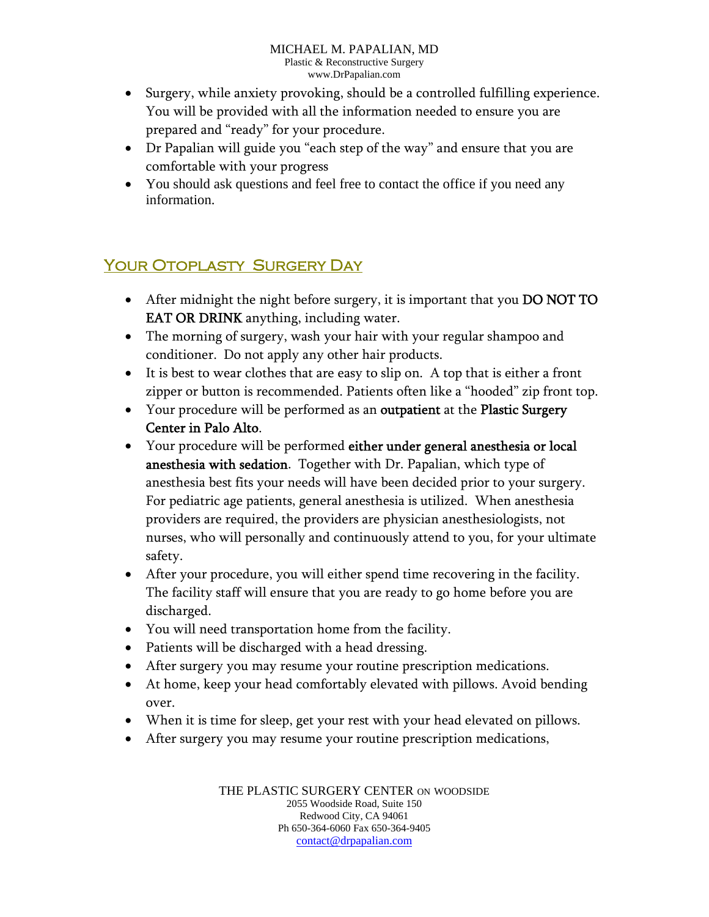- Surgery, while anxiety provoking, should be a controlled fulfilling experience. You will be provided with all the information needed to ensure you are prepared and "ready" for your procedure.
- Dr Papalian will guide you "each step of the way" and ensure that you are comfortable with your progress
- You should ask questions and feel free to contact the office if you need any information.

## Your Otoplasty Surgery Day

- After midnight the night before surgery, it is important that you **DO NOT TO EAT OR DRINK** anything, including water.
- The morning of surgery, wash your hair with your regular shampoo and conditioner. Do not apply any other hair products.
- It is best to wear clothes that are easy to slip on. A top that is either a front zipper or button is recommended. Patients often like a "hooded" zip front top.
- Your procedure will be performed as an **outpatient** at the **Plastic Surgery Center in Palo Alto**.
- Your procedure will be performed **either under general anesthesia or local anesthesia with sedation**. Together with Dr. Papalian, which type of anesthesia best fits your needs will have been decided prior to your surgery. For pediatric age patients, general anesthesia is utilized. When anesthesia providers are required, the providers are physician anesthesiologists, not nurses, who will personally and continuously attend to you, for your ultimate safety.
- After your procedure, you will either spend time recovering in the facility. The facility staff will ensure that you are ready to go home before you are discharged.
- You will need transportation home from the facility.
- Patients will be discharged with a head dressing.
- After surgery you may resume your routine prescription medications.
- At home, keep your head comfortably elevated with pillows. Avoid bending over.
- When it is time for sleep, get your rest with your head elevated on pillows.
- After surgery you may resume your routine prescription medications,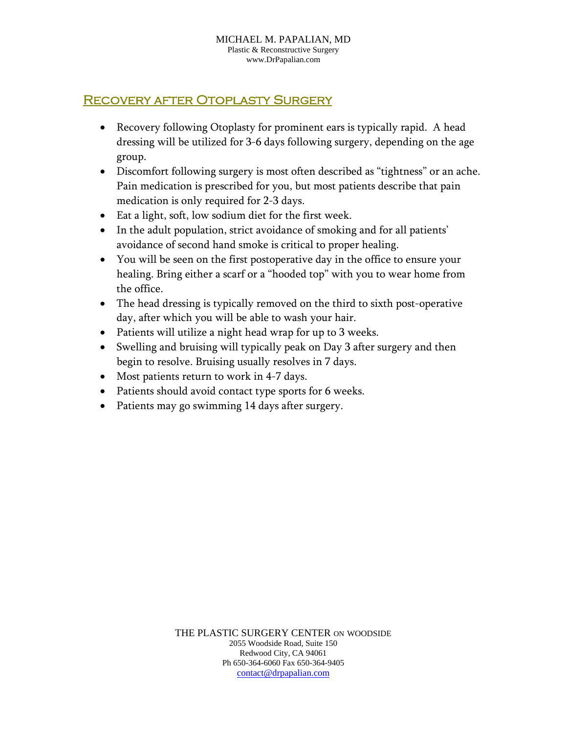MICHAEL M. PAPALIAN, MD
Plastic & Reconstructive Surgery
www.DrPapalian.com

## Recovery after Otoplasty Surgery

- Recovery following Otoplasty for prominent ears is typically rapid. A head dressing will be utilized for 3-6 days following surgery, depending on the age group.
- Discomfort following surgery is most often described as "tightness" or an ache. Pain medication is prescribed for you, but most patients describe that pain medication is only required for 2-3 days.
- Eat a light, soft, low sodium diet for the first week.
- In the adult population, strict avoidance of smoking and for all patients' avoidance of second hand smoke is critical to proper healing.
- You will be seen on the first postoperative day in the office to ensure your healing. Bring either a scarf or a "hooded top" with you to wear home from the office.
- The head dressing is typically removed on the third to sixth post-operative day, after which you will be able to wash your hair.
- Patients will utilize a night head wrap for up to 3 weeks.
- Swelling and bruising will typically peak on Day 3 after surgery and then begin to resolve. Bruising usually resolves in 7 days.
- Most patients return to work in 4-7 days.
- Patients should avoid contact type sports for 6 weeks.
- Patients may go swimming 14 days after surgery.

THE PLASTIC SURGERY CENTER ON WOODSIDE
2055 Woodside Road, Suite 150
Redwood City, CA 94061
Ph 650-364-6060 Fax 650-364-9405
contact@drpapalian.com